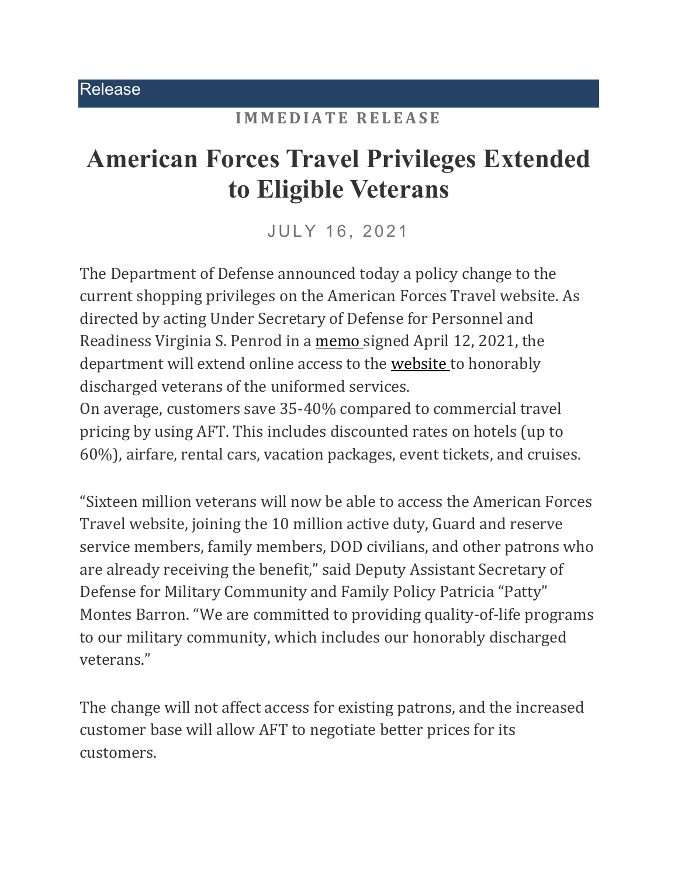Release

**IMMEDIATE RELEASE**

# American Forces Travel Privileges Extended to Eligible Veterans

JULY 16, 2021

The Department of Defense announced today a policy change to the current shopping privileges on the American Forces Travel website. As directed by acting Under Secretary of Defense for Personnel and Readiness Virginia S. Penrod in a memo signed April 12, 2021, the department will extend online access to the website to honorably discharged veterans of the uniformed services.
On average, customers save 35-40% compared to commercial travel pricing by using AFT. This includes discounted rates on hotels (up to 60%), airfare, rental cars, vacation packages, event tickets, and cruises.

"Sixteen million veterans will now be able to access the American Forces Travel website, joining the 10 million active duty, Guard and reserve service members, family members, DOD civilians, and other patrons who are already receiving the benefit," said Deputy Assistant Secretary of Defense for Military Community and Family Policy Patricia "Patty" Montes Barron. "We are committed to providing quality-of-life programs to our military community, which includes our honorably discharged veterans."

The change will not affect access for existing patrons, and the increased customer base will allow AFT to negotiate better prices for its customers.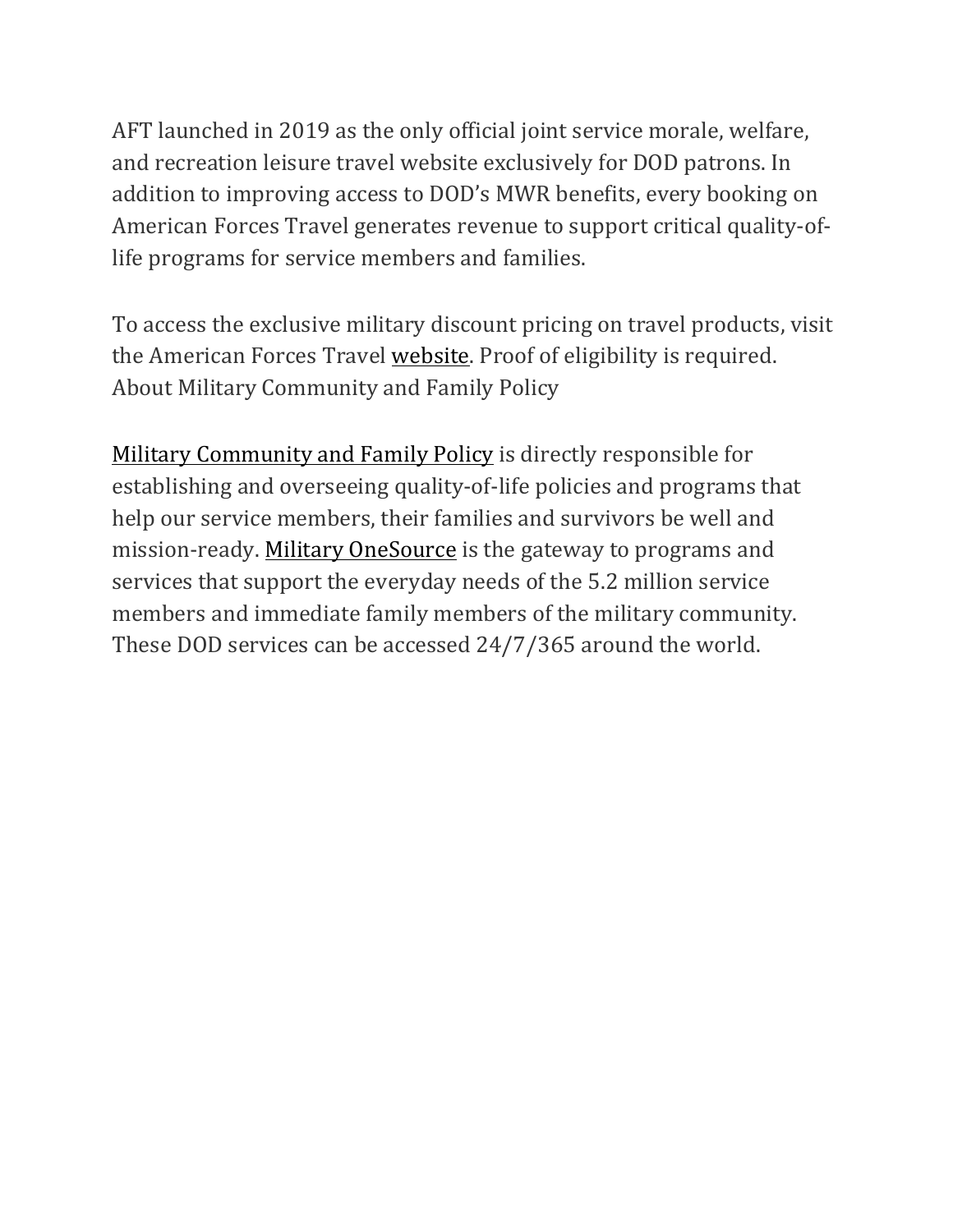AFT launched in 2019 as the only official joint service morale, welfare, and recreation leisure travel website exclusively for DOD patrons. In addition to improving access to DOD's MWR benefits, every booking on American Forces Travel generates revenue to support critical quality-of-life programs for service members and families.

To access the exclusive military discount pricing on travel products, visit the American Forces Travel website. Proof of eligibility is required.

About Military Community and Family Policy

Military Community and Family Policy is directly responsible for establishing and overseeing quality-of-life policies and programs that help our service members, their families and survivors be well and mission-ready. Military OneSource is the gateway to programs and services that support the everyday needs of the 5.2 million service members and immediate family members of the military community. These DOD services can be accessed 24/7/365 around the world.